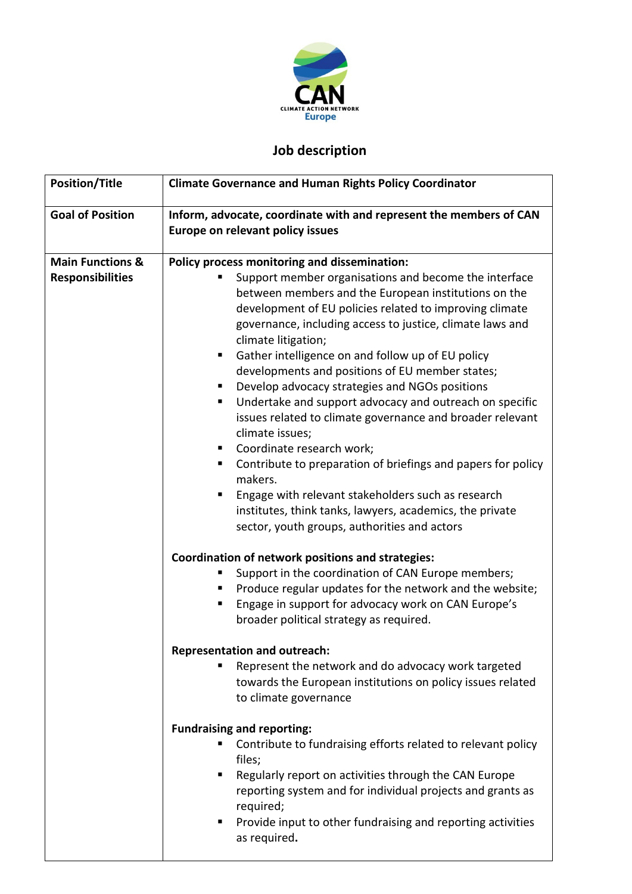CAN
CLIMATE ACTION NETWORK
Europe

# Job description

| Position/Title | **Climate Governance and Human Rights Policy Coordinator** |
| --- | --- |
| **Goal of Position** | **Inform, advocate, coordinate with and represent the members of CAN Europe on relevant policy issues** |
| **Main Functions & Responsibilities** | **Policy process monitoring and dissemination:**<br>▪ Support member organisations and become the interface between members and the European institutions on the development of EU policies related to improving climate governance, including access to justice, climate laws and climate litigation;<br>▪ Gather intelligence on and follow up of EU policy developments and positions of EU member states;<br>▪ Develop advocacy strategies and NGOs positions<br>▪ Undertake and support advocacy and outreach on specific issues related to climate governance and broader relevant climate issues;<br>▪ Coordinate research work;<br>▪ Contribute to preparation of briefings and papers for policy makers.<br>▪ Engage with relevant stakeholders such as research institutes, think tanks, lawyers, academics, the private sector, youth groups, authorities and actors<br><br>**Coordination of network positions and strategies:**<br>▪ Support in the coordination of CAN Europe members;<br>▪ Produce regular updates for the network and the website;<br>▪ Engage in support for advocacy work on CAN Europe's broader political strategy as required.<br><br>**Representation and outreach:**<br>▪ Represent the network and do advocacy work targeted towards the European institutions on policy issues related to climate governance<br><br>**Fundraising and reporting:**<br>▪ Contribute to fundraising efforts related to relevant policy files;<br>▪ Regularly report on activities through the CAN Europe reporting system and for individual projects and grants as required;<br>▪ Provide input to other fundraising and reporting activities as required**.** |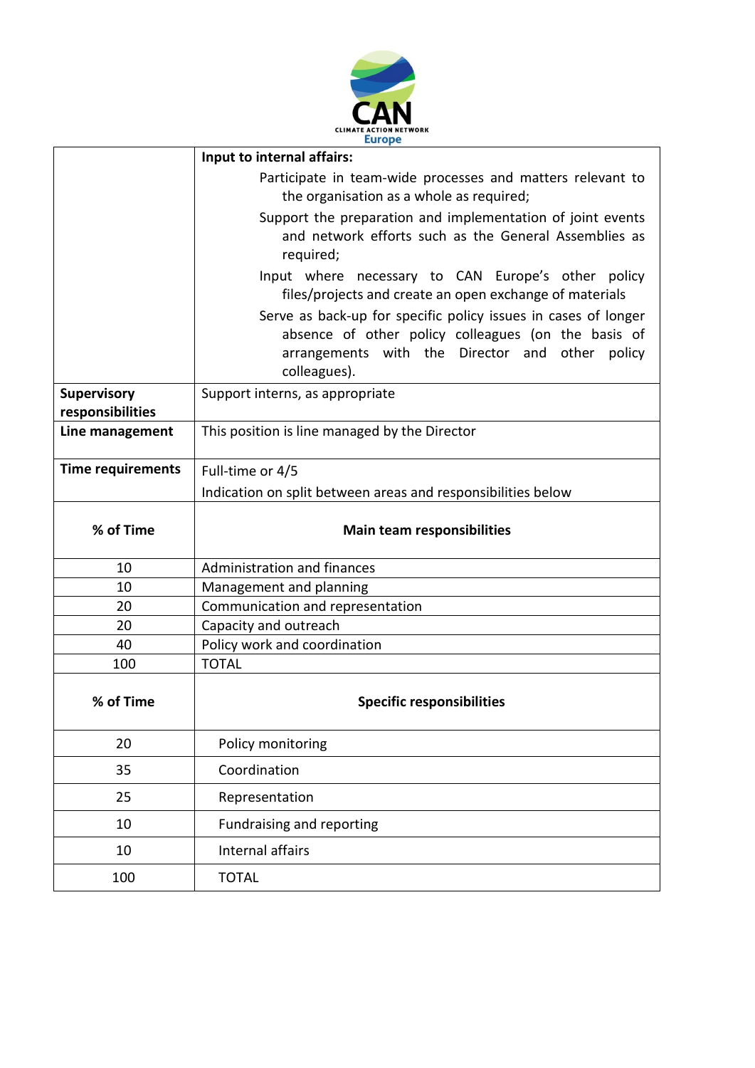| | |
|---|---|
| | **Input to internal affairs:**<br>Participate in team-wide processes and matters relevant to the organisation as a whole as required;<br>Support the preparation and implementation of joint events and network efforts such as the General Assemblies as required;<br>Input where necessary to CAN Europe's other policy files/projects and create an open exchange of materials<br>Serve as back-up for specific policy issues in cases of longer absence of other policy colleagues (on the basis of arrangements with the Director and other policy colleagues). |
| **Supervisory responsibilities** | Support interns, as appropriate |
| **Line management** | This position is line managed by the Director |
| **Time requirements** | Full-time or 4/5<br>Indication on split between areas and responsibilities below |

| **% of Time** | **Main team responsibilities** |
|---|---|
| 10 | Administration and finances |
| 10 | Management and planning |
| 20 | Communication and representation |
| 20 | Capacity and outreach |
| 40 | Policy work and coordination |
| 100 | TOTAL |

| **% of Time** | **Specific responsibilities** |
|---|---|
| 20 | Policy monitoring |
| 35 | Coordination |
| 25 | Representation |
| 10 | Fundraising and reporting |
| 10 | Internal affairs |
| 100 | TOTAL |